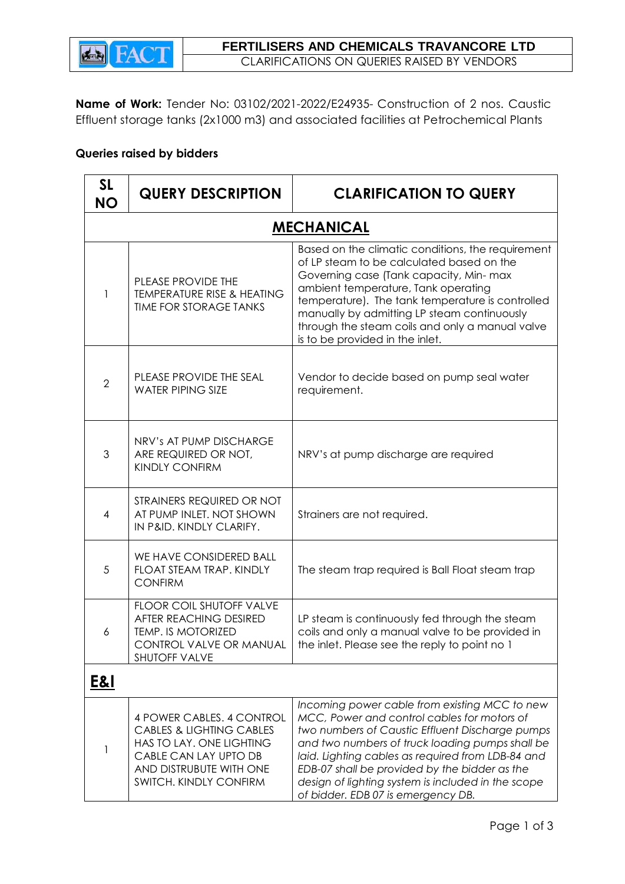FERTILISERS AND CHEMICALS TRAVANCORE LTD

CLARIFICATIONS ON QUERIES RAISED BY VENDORS

**Name of Work:** Tender No: 03102/2021-2022/E24935- Construction of 2 nos. Caustic Effluent storage tanks (2x1000 m3) and associated facilities at Petrochemical Plants

**Queries raised by bidders**

| SL NO | QUERY DESCRIPTION | CLARIFICATION TO QUERY |
|---|---|---|
| **MECHANICAL** | | |
| 1 | PLEASE PROVIDE THE TEMPERATURE RISE & HEATING TIME FOR STORAGE TANKS | Based on the climatic conditions, the requirement of LP steam to be calculated based on the Governing case (Tank capacity, Min- max ambient temperature, Tank operating temperature). The tank temperature is controlled manually by admitting LP steam continuously through the steam coils and only a manual valve is to be provided in the inlet. |
| 2 | PLEASE PROVIDE THE SEAL WATER PIPING SIZE | Vendor to decide based on pump seal water requirement. |
| 3 | NRV's AT PUMP DISCHARGE ARE REQUIRED OR NOT, KINDLY CONFIRM | NRV's at pump discharge are required |
| 4 | STRAINERS REQUIRED OR NOT AT PUMP INLET. NOT SHOWN IN P&ID. KINDLY CLARIFY. | Strainers are not required. |
| 5 | WE HAVE CONSIDERED BALL FLOAT STEAM TRAP. KINDLY CONFIRM | The steam trap required is Ball Float steam trap |
| 6 | FLOOR COIL SHUTOFF VALVE AFTER REACHING DESIRED TEMP. IS MOTORIZED CONTROL VALVE OR MANUAL SHUTOFF VALVE | LP steam is continuously fed through the steam coils and only a manual valve to be provided in the inlet. Please see the reply to point no 1 |
| **E&I** | | |
| 1 | 4 POWER CABLES. 4 CONTROL CABLES & LIGHTING CABLES HAS TO LAY. ONE LIGHTING CABLE CAN LAY UPTO DB AND DISTRUBUTE WITH ONE SWITCH. KINDLY CONFIRM | *Incoming power cable from existing MCC to new MCC, Power and control cables for motors of two numbers of Caustic Effluent Discharge pumps and two numbers of truck loading pumps shall be laid. Lighting cables as required from LDB-84 and EDB-07 shall be provided by the bidder as the design of lighting system is included in the scope of bidder. EDB 07 is emergency DB.* |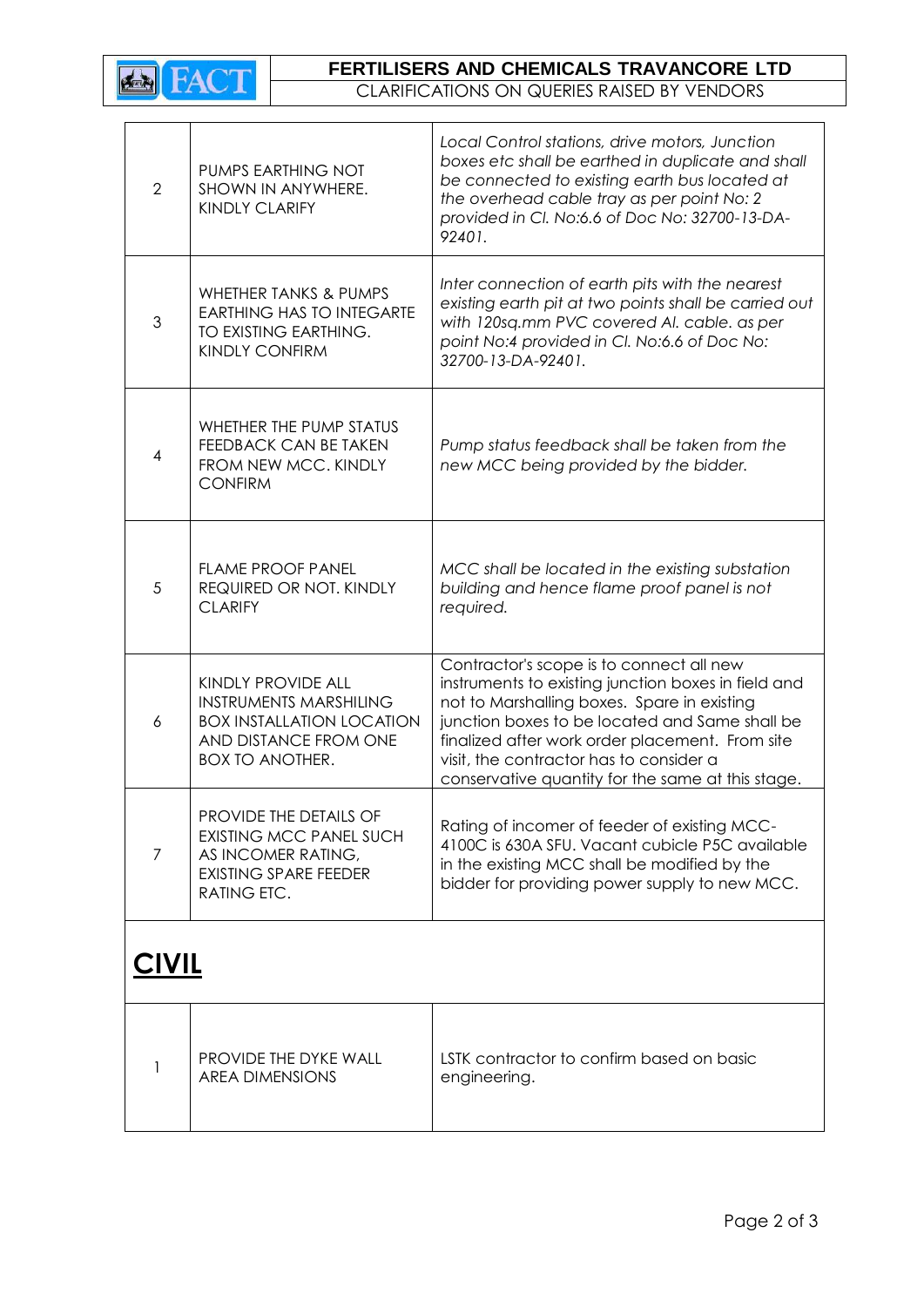| | | |
|---|---|---|
| 2 | PUMPS EARTHING NOT SHOWN IN ANYWHERE. KINDLY CLARIFY | *Local Control stations, drive motors, Junction boxes etc shall be earthed in duplicate and shall be connected to existing earth bus located at the overhead cable tray as per point No: 2 provided in Cl. No:6.6 of Doc No: 32700-13-DA-92401.* |
| 3 | WHETHER TANKS & PUMPS EARTHING HAS TO INTEGARTE TO EXISTING EARTHING. KINDLY CONFIRM | *Inter connection of earth pits with the nearest existing earth pit at two points shall be carried out with 120sq.mm PVC covered Al. cable. as per point No:4 provided in Cl. No:6.6 of Doc No: 32700-13-DA-92401.* |
| 4 | WHETHER THE PUMP STATUS FEEDBACK CAN BE TAKEN FROM NEW MCC. KINDLY CONFIRM | *Pump status feedback shall be taken from the new MCC being provided by the bidder.* |
| 5 | FLAME PROOF PANEL REQUIRED OR NOT. KINDLY CLARIFY | *MCC shall be located in the existing substation building and hence flame proof panel is not required.* |
| 6 | KINDLY PROVIDE ALL INSTRUMENTS MARSHILING BOX INSTALLATION LOCATION AND DISTANCE FROM ONE BOX TO ANOTHER. | Contractor's scope is to connect all new instruments to existing junction boxes in field and not to Marshalling boxes. Spare in existing junction boxes to be located and Same shall be finalized after work order placement. From site visit, the contractor has to consider a conservative quantity for the same at this stage. |
| 7 | PROVIDE THE DETAILS OF EXISTING MCC PANEL SUCH AS INCOMER RATING, EXISTING SPARE FEEDER RATING ETC. | Rating of incomer of feeder of existing MCC-4100C is 630A SFU. Vacant cubicle P5C available in the existing MCC shall be modified by the bidder for providing power supply to new MCC. |

## CIVIL

| | | |
|---|---|---|
| 1 | PROVIDE THE DYKE WALL AREA DIMENSIONS | LSTK contractor to confirm based on basic engineering. |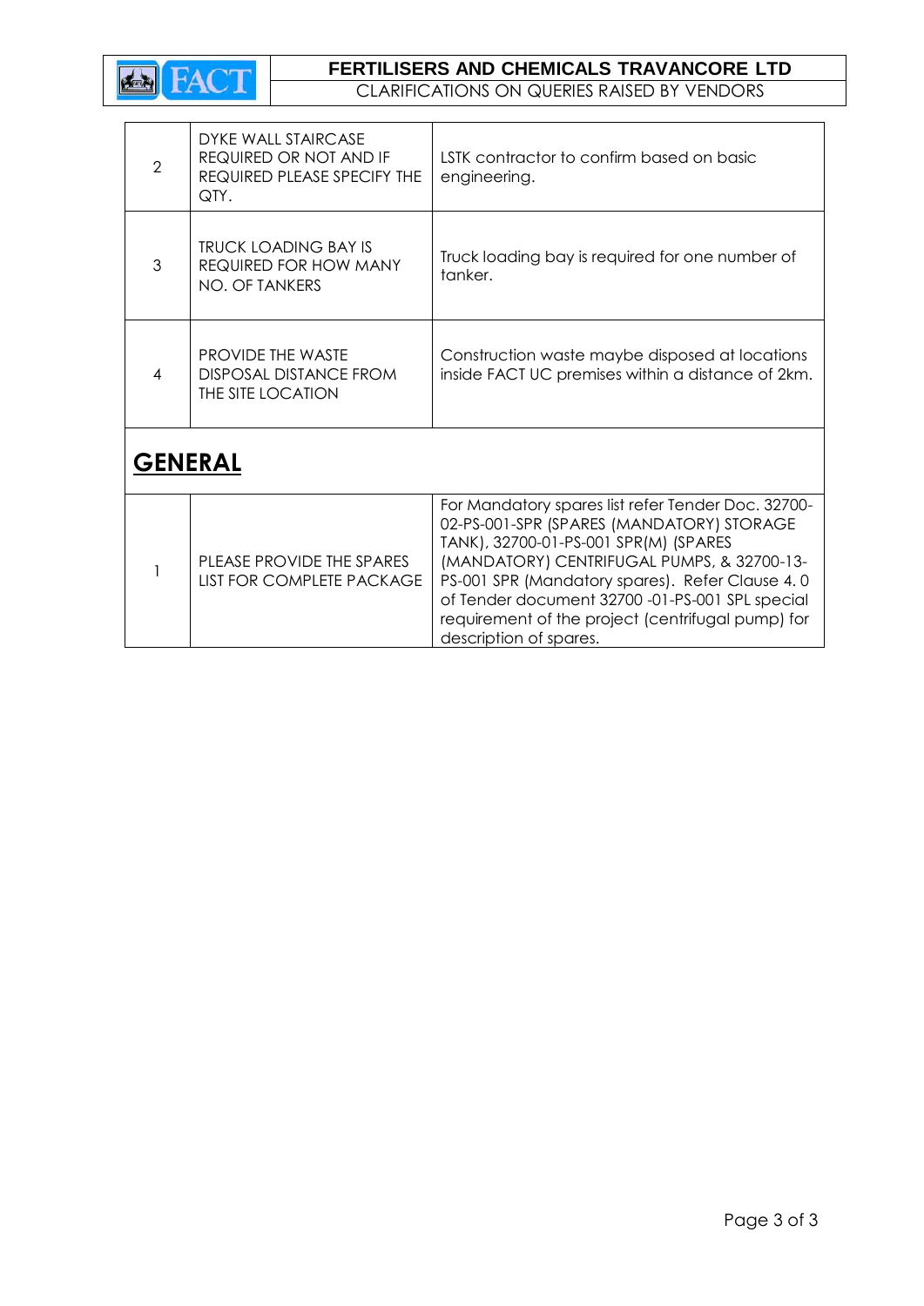| | | |
|---|---|---|
| 2 | DYKE WALL STAIRCASE REQUIRED OR NOT AND IF REQUIRED PLEASE SPECIFY THE QTY. | LSTK contractor to confirm based on basic engineering. |
| 3 | TRUCK LOADING BAY IS REQUIRED FOR HOW MANY NO. OF TANKERS | Truck loading bay is required for one number of tanker. |
| 4 | PROVIDE THE WASTE DISPOSAL DISTANCE FROM THE SITE LOCATION | Construction waste maybe disposed at locations inside FACT UC premises within a distance of 2km. |
| **GENERAL** | | |
| 1 | PLEASE PROVIDE THE SPARES LIST FOR COMPLETE PACKAGE | For Mandatory spares list refer Tender Doc. 32700-02-PS-001-SPR (SPARES (MANDATORY) STORAGE TANK), 32700-01-PS-001 SPR(M) (SPARES (MANDATORY) CENTRIFUGAL PUMPS, & 32700-13-PS-001 SPR (Mandatory spares). Refer Clause 4. 0 of Tender document 32700 -01-PS-001 SPL special requirement of the project (centrifugal pump) for description of spares. |